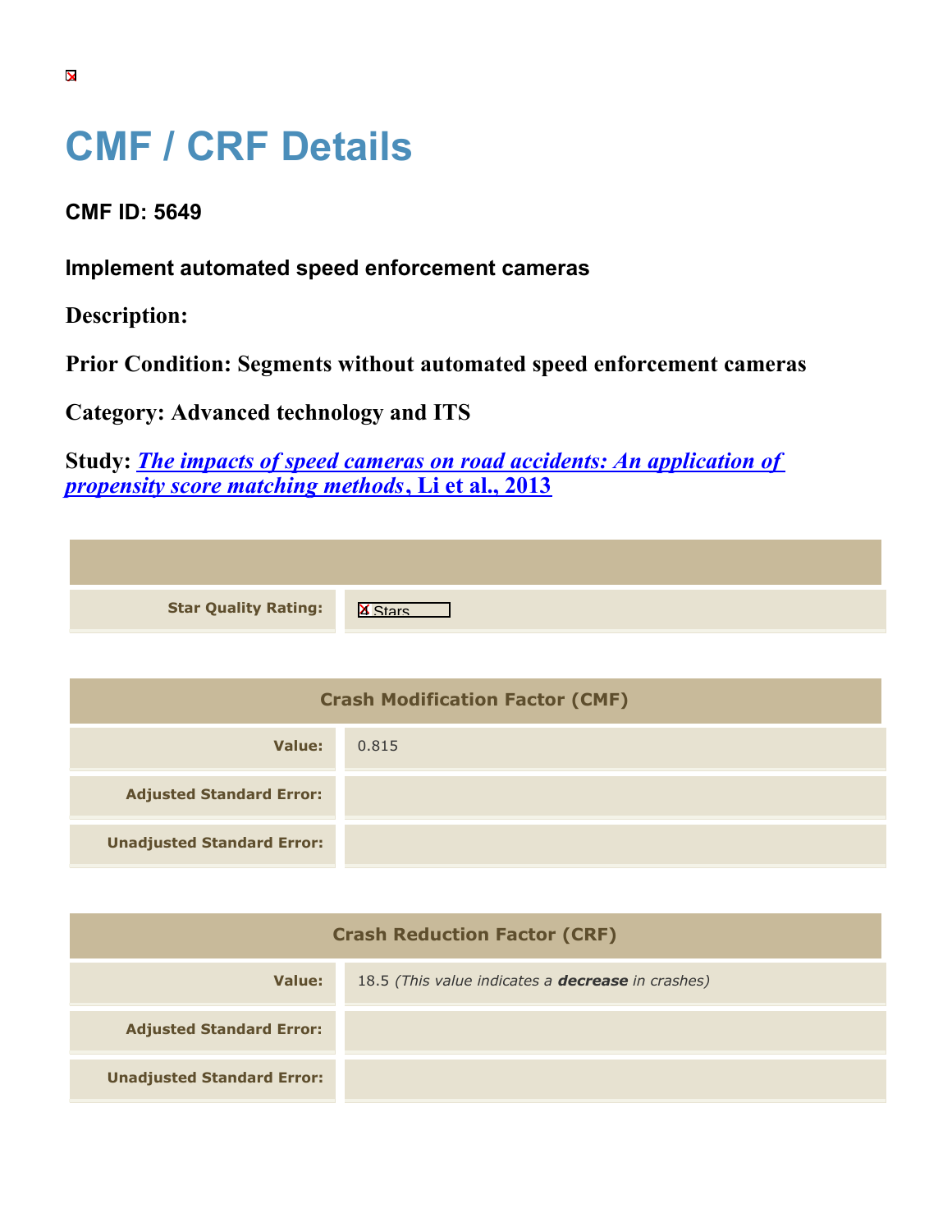# CMF / CRF Details

### CMF ID: 5649

### Implement automated speed enforcement cameras

**Description:**

**Prior Condition: Segments without automated speed enforcement cameras**

**Category: Advanced technology and ITS**

**Study:** ***The impacts of speed cameras on road accidents: An application of propensity score matching methods*, Li et al., 2013**

| | |
|---|---|
| **Star Quality Rating:** | 4 Stars |

| Crash Modification Factor (CMF) | |
|---|---|
| **Value:** | 0.815 |
| **Adjusted Standard Error:** | |
| **Unadjusted Standard Error:** | |

| Crash Reduction Factor (CRF) | |
|---|---|
| **Value:** | 18.5 *(This value indicates a* ***decrease*** *in crashes)* |
| **Adjusted Standard Error:** | |
| **Unadjusted Standard Error:** | |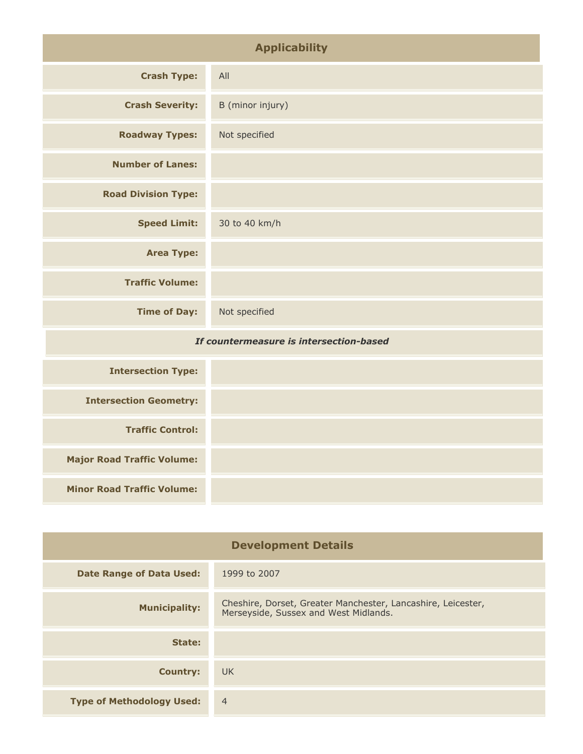## Applicability

| | |
|---|---|
| **Crash Type:** | All |
| **Crash Severity:** | B (minor injury) |
| **Roadway Types:** | Not specified |
| **Number of Lanes:** | |
| **Road Division Type:** | |
| **Speed Limit:** | 30 to 40 km/h |
| **Area Type:** | |
| **Traffic Volume:** | |
| **Time of Day:** | Not specified |
| ***If countermeasure is intersection-based*** | |
| **Intersection Type:** | |
| **Intersection Geometry:** | |
| **Traffic Control:** | |
| **Major Road Traffic Volume:** | |
| **Minor Road Traffic Volume:** | |

## Development Details

| | |
|---|---|
| **Date Range of Data Used:** | 1999 to 2007 |
| **Municipality:** | Cheshire, Dorset, Greater Manchester, Lancashire, Leicester, Merseyside, Sussex and West Midlands. |
| **State:** | |
| **Country:** | UK |
| **Type of Methodology Used:** | 4 |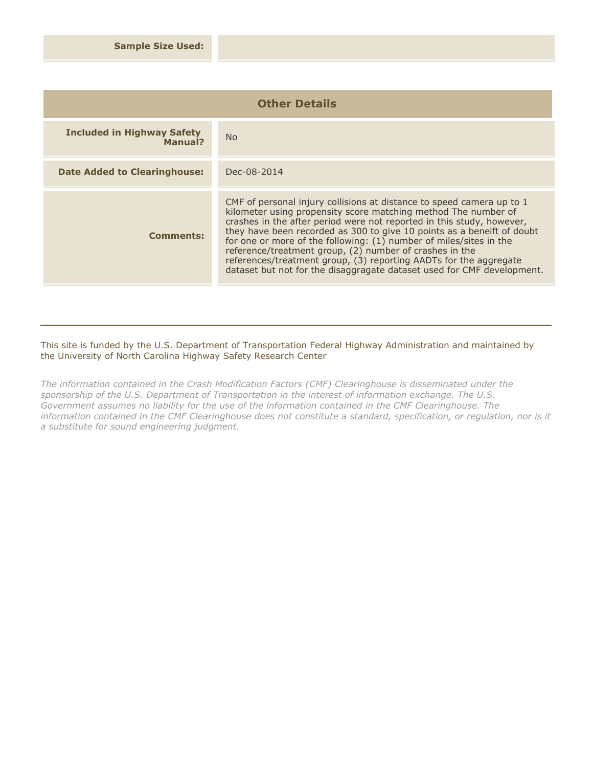| | |
|---|---|
| **Sample Size Used:** | |

## Other Details

| | |
|---|---|
| **Included in Highway Safety Manual?** | No |
| **Date Added to Clearinghouse:** | Dec-08-2014 |
| **Comments:** | CMF of personal injury collisions at distance to speed camera up to 1 kilometer using propensity score matching method The number of crashes in the after period were not reported in this study, however, they have been recorded as 300 to give 10 points as a beneift of doubt for one or more of the following: (1) number of miles/sites in the reference/treatment group, (2) number of crashes in the references/treatment group, (3) reporting AADTs for the aggregate dataset but not for the disaggragate dataset used for CMF development. |

---

This site is funded by the U.S. Department of Transportation Federal Highway Administration and maintained by the University of North Carolina Highway Safety Research Center

*The information contained in the Crash Modification Factors (CMF) Clearinghouse is disseminated under the sponsorship of the U.S. Department of Transportation in the interest of information exchange. The U.S. Government assumes no liability for the use of the information contained in the CMF Clearinghouse. The information contained in the CMF Clearinghouse does not constitute a standard, specification, or regulation, nor is it a substitute for sound engineering judgment.*